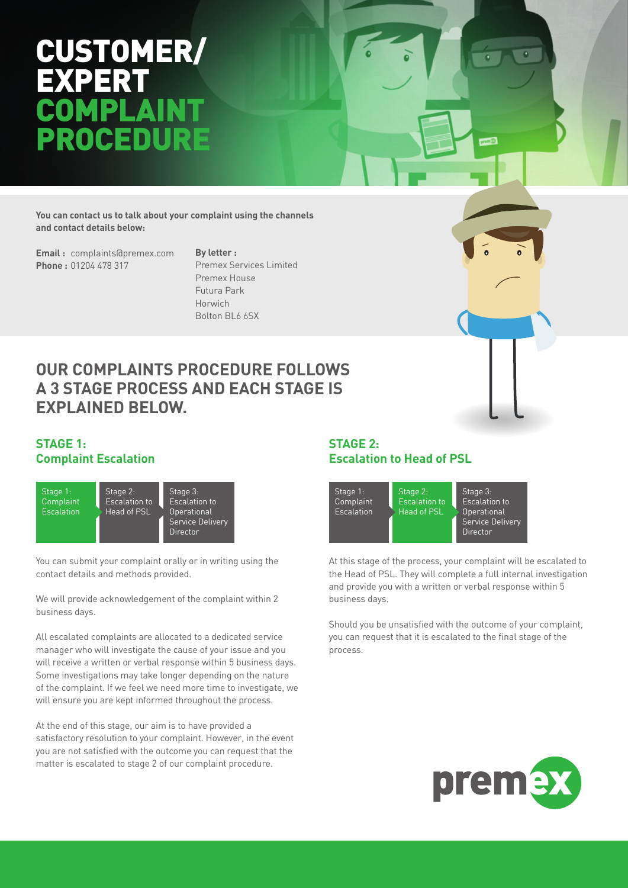# CUSTOMER/ EXPERT COMPLAINT PROCEDURE

**You can contact us to talk about your complaint using the channels and contact details below:**

**Email :** complaints@premex.com
**Phone :** 01204 478 317

**By letter :**
Premex Services Limited
Premex House
Futura Park
Horwich
Bolton BL6 6SX

## OUR COMPLAINTS PROCEDURE FOLLOWS A 3 STAGE PROCESS AND EACH STAGE IS EXPLAINED BELOW.

### STAGE 1: Complaint Escalation

| Stage 1: Complaint Escalation | Stage 2: Escalation to Head of PSL | Stage 3: Escalation to Operational Service Delivery Director |
|---|---|---|

You can submit your complaint orally or in writing using the contact details and methods provided.

We will provide acknowledgement of the complaint within 2 business days.

All escalated complaints are allocated to a dedicated service manager who will investigate the cause of your issue and you will receive a written or verbal response within 5 business days. Some investigations may take longer depending on the nature of the complaint. If we feel we need more time to investigate, we will ensure you are kept informed throughout the process.

At the end of this stage, our aim is to have provided a satisfactory resolution to your complaint. However, in the event you are not satisfied with the outcome you can request that the matter is escalated to stage 2 of our complaint procedure.

### STAGE 2: Escalation to Head of PSL

| Stage 1: Complaint Escalation | Stage 2: Escalation to Head of PSL | Stage 3: Escalation to Operational Service Delivery Director |
|---|---|---|

At this stage of the process, your complaint will be escalated to the Head of PSL. They will complete a full internal investigation and provide you with a written or verbal response within 5 business days.

Should you be unsatisfied with the outcome of your complaint, you can request that it is escalated to the final stage of the process.

premex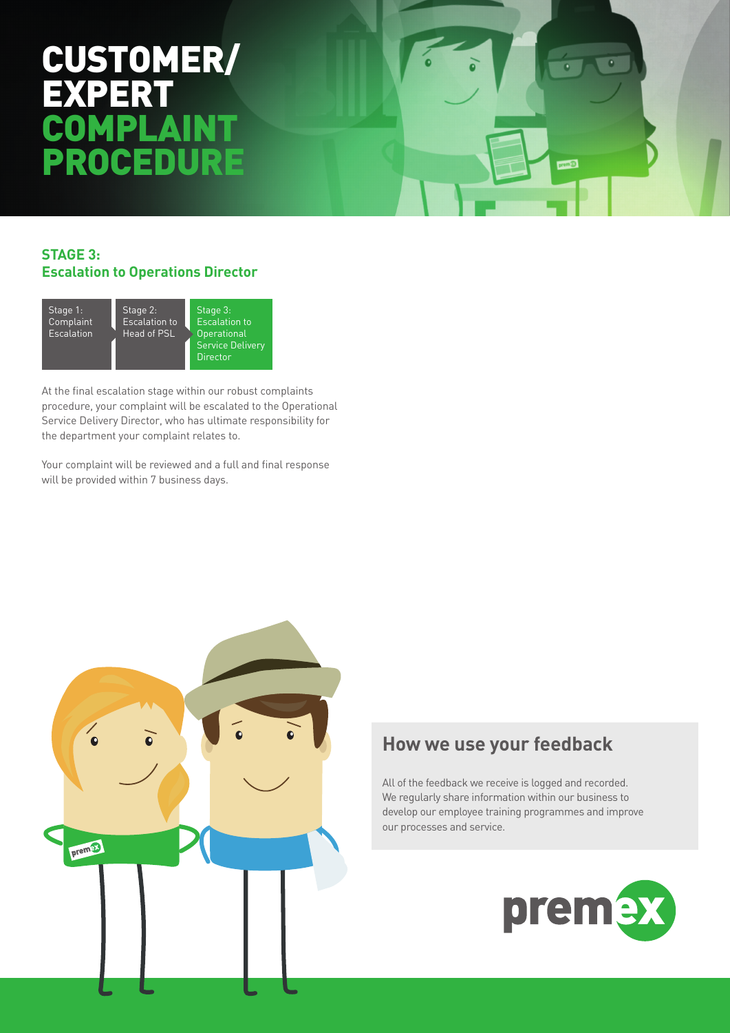# CUSTOMER/ EXPERT COMPLAINT PROCEDURE

## STAGE 3:
## Escalation to Operations Director

Stage 1: Complaint Escalation → Stage 2: Escalation to Head of PSL → Stage 3: Escalation to Operational Service Delivery Director

At the final escalation stage within our robust complaints procedure, your complaint will be escalated to the Operational Service Delivery Director, who has ultimate responsibility for the department your complaint relates to.

Your complaint will be reviewed and a full and final response will be provided within 7 business days.

## How we use your feedback

All of the feedback we receive is logged and recorded. We regularly share information within our business to develop our employee training programmes and improve our processes and service.

premex